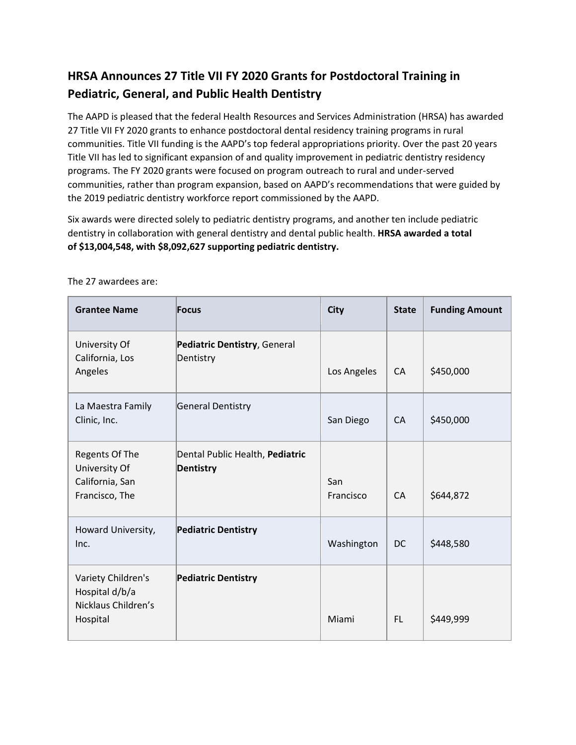## HRSA Announces 27 Title VII FY 2020 Grants for Postdoctoral Training in Pediatric, General, and Public Health Dentistry

The AAPD is pleased that the federal Health Resources and Services Administration (HRSA) has awarded 27 Title VII FY 2020 grants to enhance postdoctoral dental residency training programs in rural communities. Title VII funding is the AAPD's top federal appropriations priority. Over the past 20 years Title VII has led to significant expansion of and quality improvement in pediatric dentistry residency programs. The FY 2020 grants were focused on program outreach to rural and under-served communities, rather than program expansion, based on AAPD's recommendations that were guided by the 2019 pediatric dentistry workforce report commissioned by the AAPD.

Six awards were directed solely to pediatric dentistry programs, and another ten include pediatric dentistry in collaboration with general dentistry and dental public health. **HRSA awarded a total of $13,004,548, with $8,092,627 supporting pediatric dentistry.**

The 27 awardees are:

| Grantee Name | Focus | City | State | Funding Amount |
|---|---|---|---|---|
| University Of California, Los Angeles | **Pediatric Dentistry**, General Dentistry | Los Angeles | CA | $450,000 |
| La Maestra Family Clinic, Inc. | General Dentistry | San Diego | CA | $450,000 |
| Regents Of The University Of California, San Francisco, The | Dental Public Health, **Pediatric Dentistry** | San Francisco | CA | $644,872 |
| Howard University, Inc. | **Pediatric Dentistry** | Washington | DC | $448,580 |
| Variety Children's Hospital d/b/a Nicklaus Children's Hospital | **Pediatric Dentistry** | Miami | FL | $449,999 |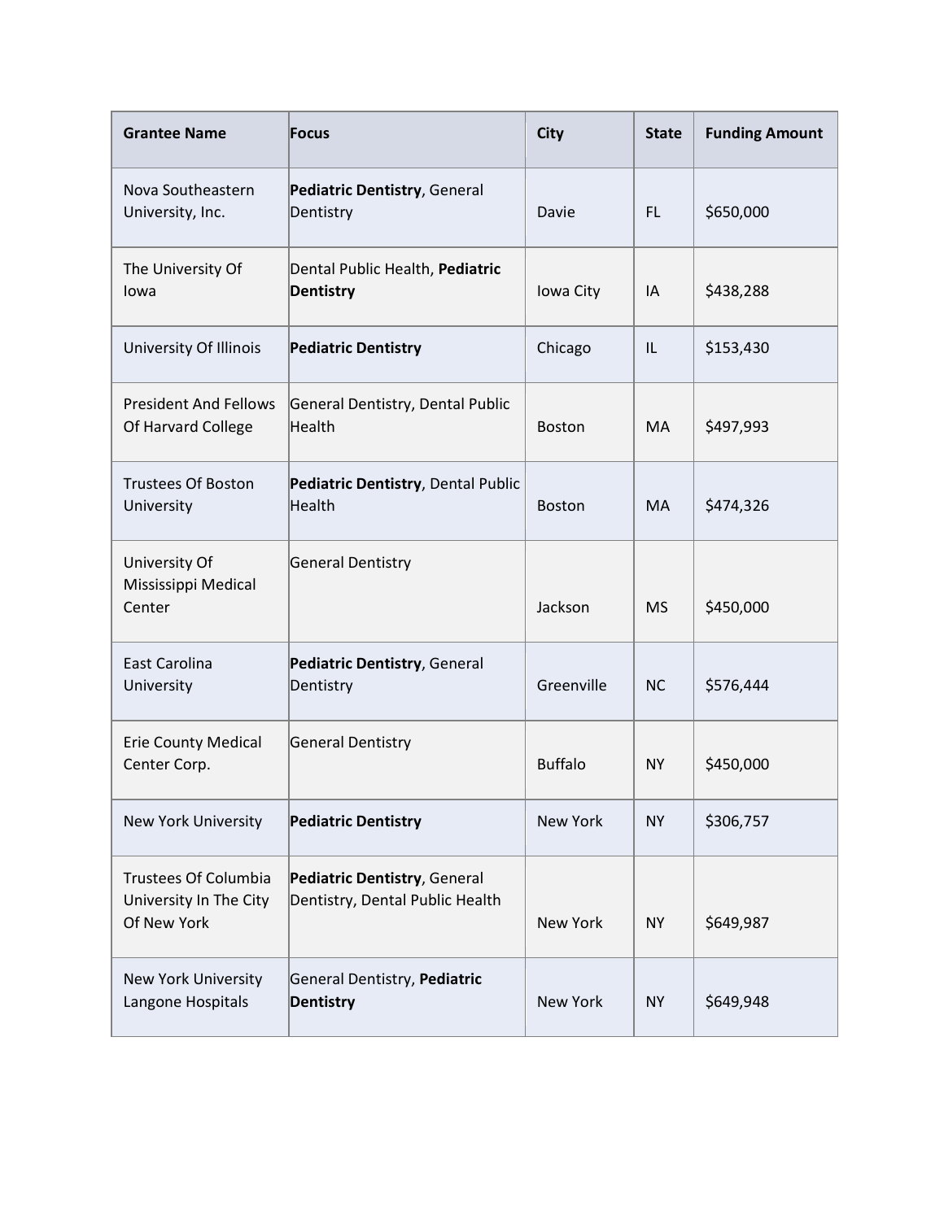| Grantee Name | Focus | City | State | Funding Amount |
| --- | --- | --- | --- | --- |
| Nova Southeastern University, Inc. | **Pediatric Dentistry**, General Dentistry | Davie | FL | $650,000 |
| The University Of Iowa | Dental Public Health, **Pediatric Dentistry** | Iowa City | IA | $438,288 |
| University Of Illinois | **Pediatric Dentistry** | Chicago | IL | $153,430 |
| President And Fellows Of Harvard College | General Dentistry, Dental Public Health | Boston | MA | $497,993 |
| Trustees Of Boston University | **Pediatric Dentistry**, Dental Public Health | Boston | MA | $474,326 |
| University Of Mississippi Medical Center | General Dentistry | Jackson | MS | $450,000 |
| East Carolina University | **Pediatric Dentistry**, General Dentistry | Greenville | NC | $576,444 |
| Erie County Medical Center Corp. | General Dentistry | Buffalo | NY | $450,000 |
| New York University | **Pediatric Dentistry** | New York | NY | $306,757 |
| Trustees Of Columbia University In The City Of New York | **Pediatric Dentistry**, General Dentistry, Dental Public Health | New York | NY | $649,987 |
| New York University Langone Hospitals | General Dentistry, **Pediatric Dentistry** | New York | NY | $649,948 |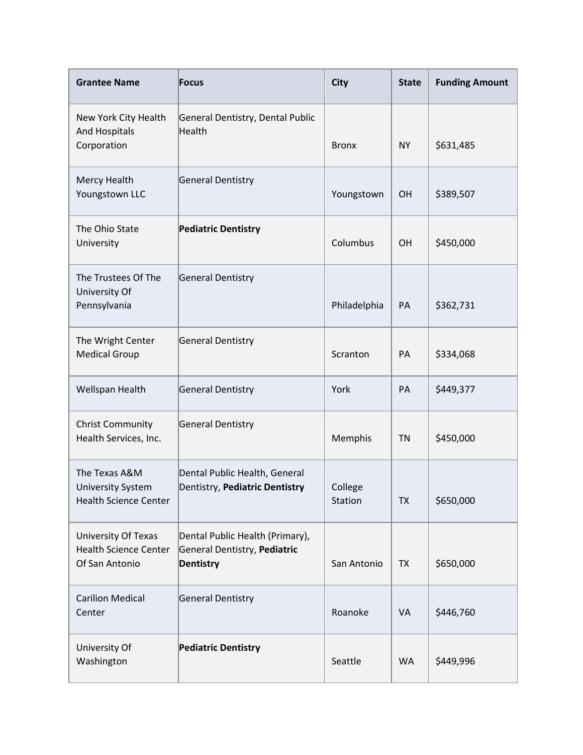| Grantee Name | Focus | City | State | Funding Amount |
| --- | --- | --- | --- | --- |
| New York City Health And Hospitals Corporation | General Dentistry, Dental Public Health | Bronx | NY | $631,485 |
| Mercy Health Youngstown LLC | General Dentistry | Youngstown | OH | $389,507 |
| The Ohio State University | **Pediatric Dentistry** | Columbus | OH | $450,000 |
| The Trustees Of The University Of Pennsylvania | General Dentistry | Philadelphia | PA | $362,731 |
| The Wright Center Medical Group | General Dentistry | Scranton | PA | $334,068 |
| Wellspan Health | General Dentistry | York | PA | $449,377 |
| Christ Community Health Services, Inc. | General Dentistry | Memphis | TN | $450,000 |
| The Texas A&M University System Health Science Center | Dental Public Health, General Dentistry, **Pediatric Dentistry** | College Station | TX | $650,000 |
| University Of Texas Health Science Center Of San Antonio | Dental Public Health (Primary), General Dentistry, **Pediatric Dentistry** | San Antonio | TX | $650,000 |
| Carilion Medical Center | General Dentistry | Roanoke | VA | $446,760 |
| University Of Washington | **Pediatric Dentistry** | Seattle | WA | $449,996 |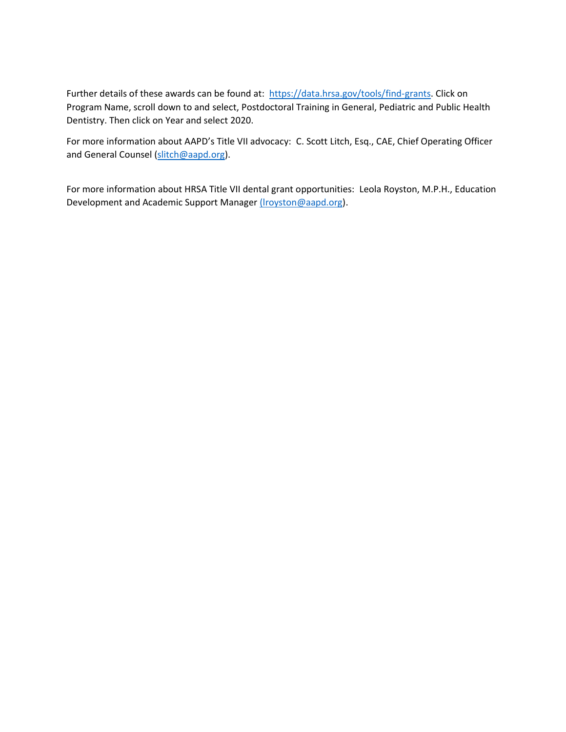Further details of these awards can be found at: https://data.hrsa.gov/tools/find-grants. Click on Program Name, scroll down to and select, Postdoctoral Training in General, Pediatric and Public Health Dentistry. Then click on Year and select 2020.

For more information about AAPD's Title VII advocacy: C. Scott Litch, Esq., CAE, Chief Operating Officer and General Counsel (slitch@aapd.org).

For more information about HRSA Title VII dental grant opportunities: Leola Royston, M.P.H., Education Development and Academic Support Manager (lroyston@aapd.org).